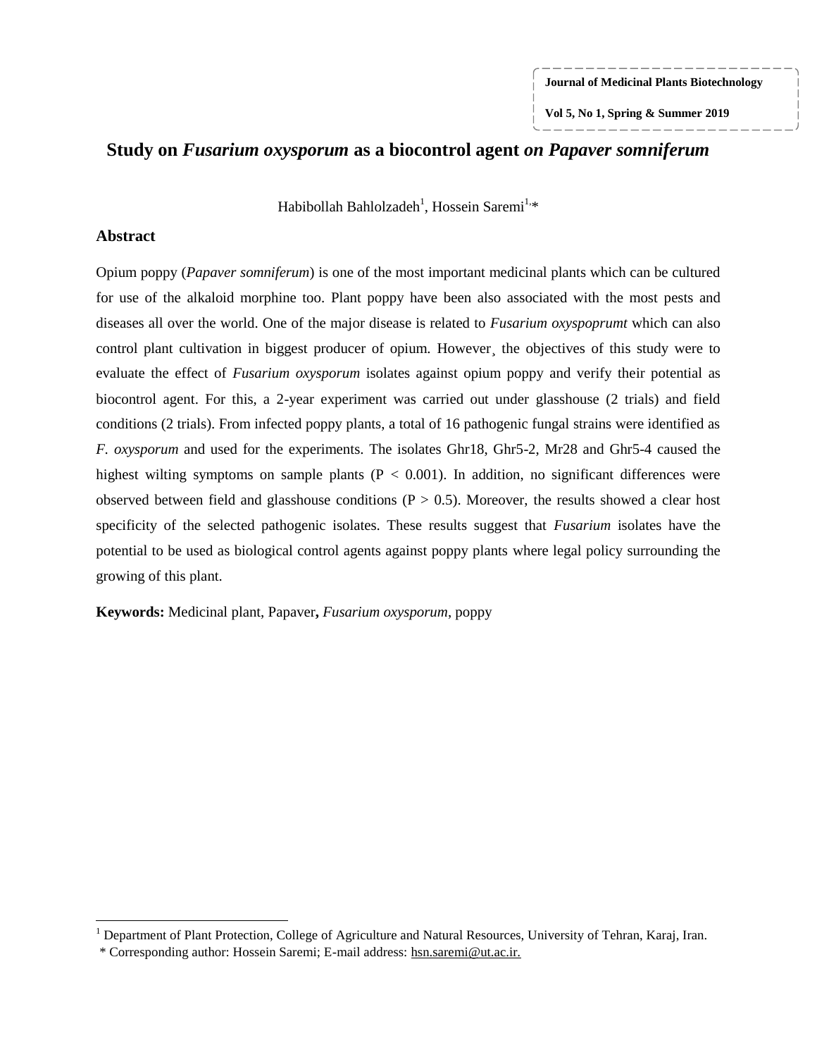# Study on *Fusarium oxysporum* as a biocontrol agent *on Papaver somniferum*

Habibollah Bahlolzadeh[1], Hossein Saremi[1,*]

## Abstract

Opium poppy (*Papaver somniferum*) is one of the most important medicinal plants which can be cultured for use of the alkaloid morphine too. Plant poppy have been also associated with the most pests and diseases all over the world. One of the major disease is related to *Fusarium oxyspoprumt* which can also control plant cultivation in biggest producer of opium. However¸ the objectives of this study were to evaluate the effect of *Fusarium oxysporum* isolates against opium poppy and verify their potential as biocontrol agent. For this, a 2-year experiment was carried out under glasshouse (2 trials) and field conditions (2 trials). From infected poppy plants, a total of 16 pathogenic fungal strains were identified as *F. oxysporum* and used for the experiments. The isolates Ghr18, Ghr5-2, Mr28 and Ghr5-4 caused the highest wilting symptoms on sample plants ($P < 0.001$). In addition, no significant differences were observed between field and glasshouse conditions ($P > 0.5$). Moreover, the results showed a clear host specificity of the selected pathogenic isolates. These results suggest that *Fusarium* isolates have the potential to be used as biological control agents against poppy plants where legal policy surrounding the growing of this plant.

**Keywords:** Medicinal plant, Papaver**,** *Fusarium oxysporum*, poppy

---

[1] Department of Plant Protection, College of Agriculture and Natural Resources, University of Tehran, Karaj, Iran.

\* Corresponding author: Hossein Saremi; E-mail address: hsn.saremi@ut.ac.ir.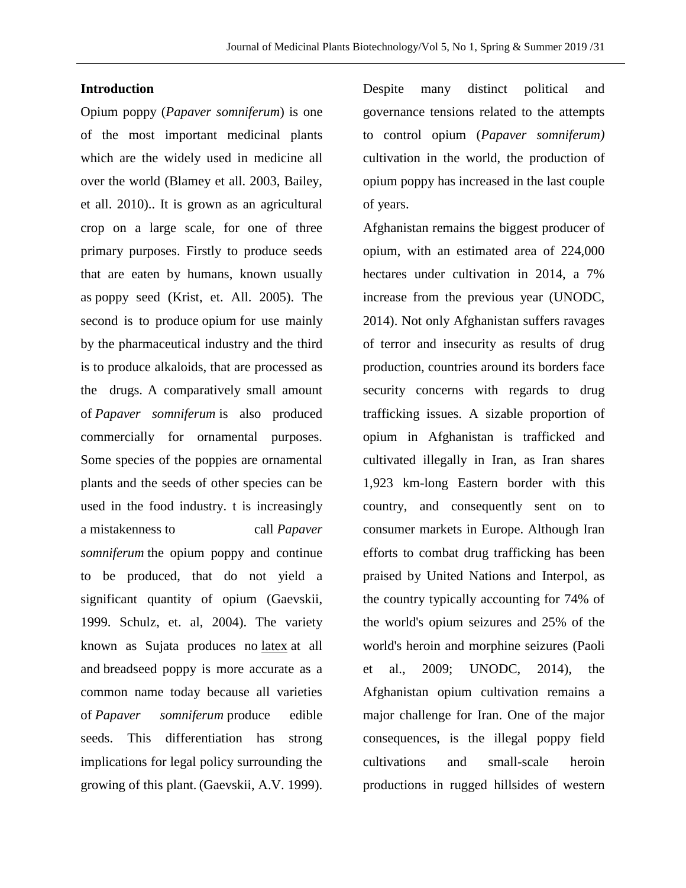## Introduction

Opium poppy (*Papaver somniferum*) is one of the most important medicinal plants which are the widely used in medicine all over the world (Blamey et all. 2003, Bailey, et all. 2010).. It is grown as an agricultural crop on a large scale, for one of three primary purposes. Firstly to produce seeds that are eaten by humans, known usually as poppy seed (Krist, et. All. 2005). The second is to produce opium for use mainly by the pharmaceutical industry and the third is to produce alkaloids, that are processed as the drugs. A comparatively small amount of *Papaver somniferum* is also produced commercially for ornamental purposes. Some species of the poppies are ornamental plants and the seeds of other species can be used in the food industry. t is increasingly a mistakenness to call *Papaver somniferum* the opium poppy and continue to be produced, that do not yield a significant quantity of opium (Gaevskii, 1999. Schulz, et. al, 2004). The variety known as Sujata produces no latex at all and breadseed poppy is more accurate as a common name today because all varieties of *Papaver somniferum* produce edible seeds. This differentiation has strong implications for legal policy surrounding the growing of this plant. (Gaevskii, A.V. 1999).

Despite many distinct political and governance tensions related to the attempts to control opium (*Papaver somniferum)* cultivation in the world, the production of opium poppy has increased in the last couple of years.

Afghanistan remains the biggest producer of opium, with an estimated area of 224,000 hectares under cultivation in 2014, a 7% increase from the previous year (UNODC, 2014). Not only Afghanistan suffers ravages of terror and insecurity as results of drug production, countries around its borders face security concerns with regards to drug trafficking issues. A sizable proportion of opium in Afghanistan is trafficked and cultivated illegally in Iran, as Iran shares 1,923 km-long Eastern border with this country, and consequently sent on to consumer markets in Europe. Although Iran efforts to combat drug trafficking has been praised by United Nations and Interpol, as the country typically accounting for 74% of the world's opium seizures and 25% of the world's heroin and morphine seizures (Paoli et al., 2009; UNODC, 2014), the Afghanistan opium cultivation remains a major challenge for Iran. One of the major consequences, is the illegal poppy field cultivations and small-scale heroin productions in rugged hillsides of western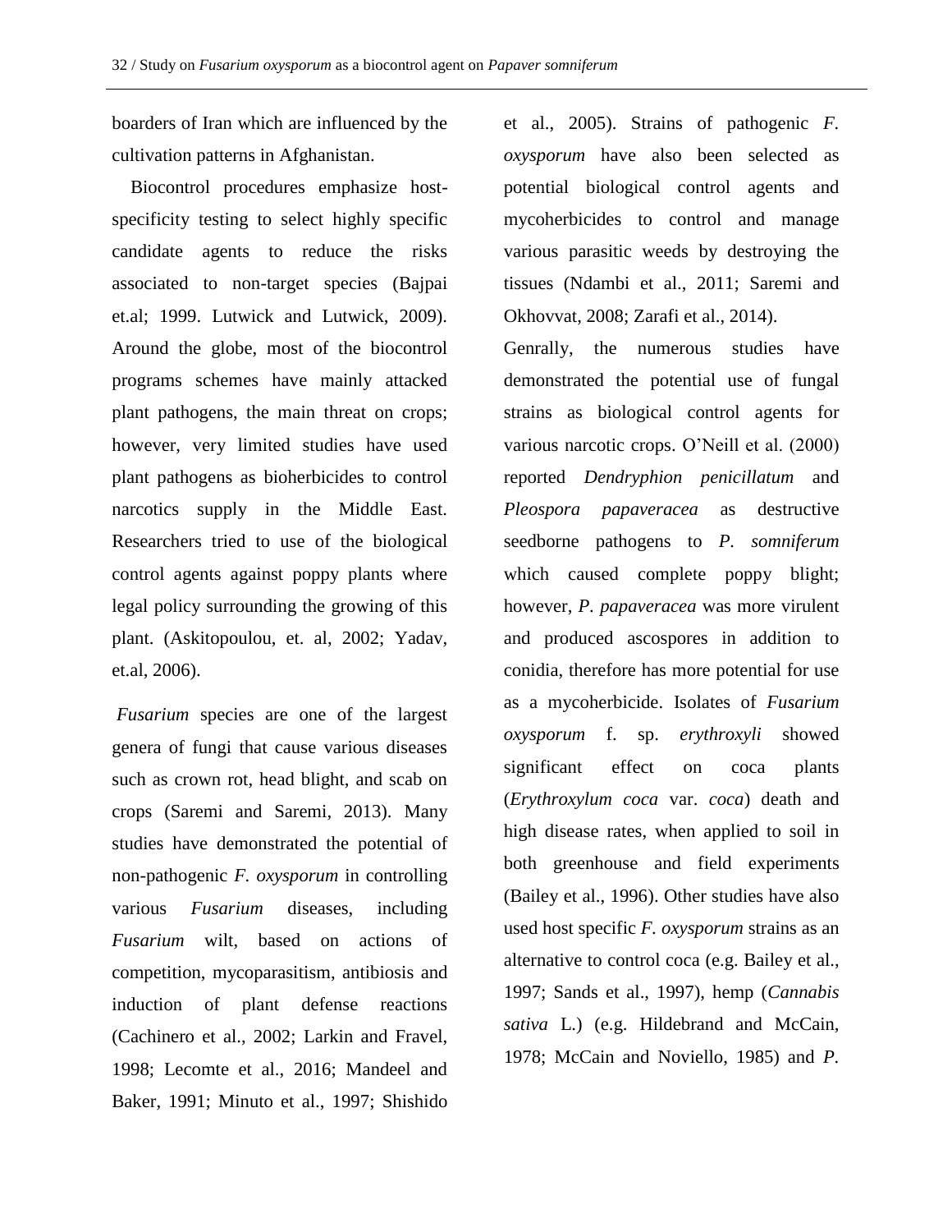boarders of Iran which are influenced by the cultivation patterns in Afghanistan.

Biocontrol procedures emphasize host-specificity testing to select highly specific candidate agents to reduce the risks associated to non-target species (Bajpai et.al; 1999. Lutwick and Lutwick, 2009). Around the globe, most of the biocontrol programs schemes have mainly attacked plant pathogens, the main threat on crops; however, very limited studies have used plant pathogens as bioherbicides to control narcotics supply in the Middle East. Researchers tried to use of the biological control agents against poppy plants where legal policy surrounding the growing of this plant. (Askitopoulou, et. al, 2002; Yadav, et.al, 2006).

*Fusarium* species are one of the largest genera of fungi that cause various diseases such as crown rot, head blight, and scab on crops (Saremi and Saremi, 2013). Many studies have demonstrated the potential of non-pathogenic *F. oxysporum* in controlling various *Fusarium* diseases, including *Fusarium* wilt, based on actions of competition, mycoparasitism, antibiosis and induction of plant defense reactions (Cachinero et al., 2002; Larkin and Fravel, 1998; Lecomte et al., 2016; Mandeel and Baker, 1991; Minuto et al., 1997; Shishido et al., 2005). Strains of pathogenic *F. oxysporum* have also been selected as potential biological control agents and mycoherbicides to control and manage various parasitic weeds by destroying the tissues (Ndambi et al., 2011; Saremi and Okhovvat, 2008; Zarafi et al., 2014).

Genrally, the numerous studies have demonstrated the potential use of fungal strains as biological control agents for various narcotic crops. O'Neill et al. (2000) reported *Dendryphion penicillatum* and *Pleospora papaveracea* as destructive seedborne pathogens to *P. somniferum* which caused complete poppy blight; however, *P. papaveracea* was more virulent and produced ascospores in addition to conidia, therefore has more potential for use as a mycoherbicide. Isolates of *Fusarium oxysporum* f. sp. *erythroxyli* showed significant effect on coca plants (*Erythroxylum coca* var. *coca*) death and high disease rates, when applied to soil in both greenhouse and field experiments (Bailey et al., 1996). Other studies have also used host specific *F. oxysporum* strains as an alternative to control coca (e.g. Bailey et al., 1997; Sands et al., 1997), hemp (*Cannabis sativa* L.) (e.g. Hildebrand and McCain, 1978; McCain and Noviello, 1985) and *P.*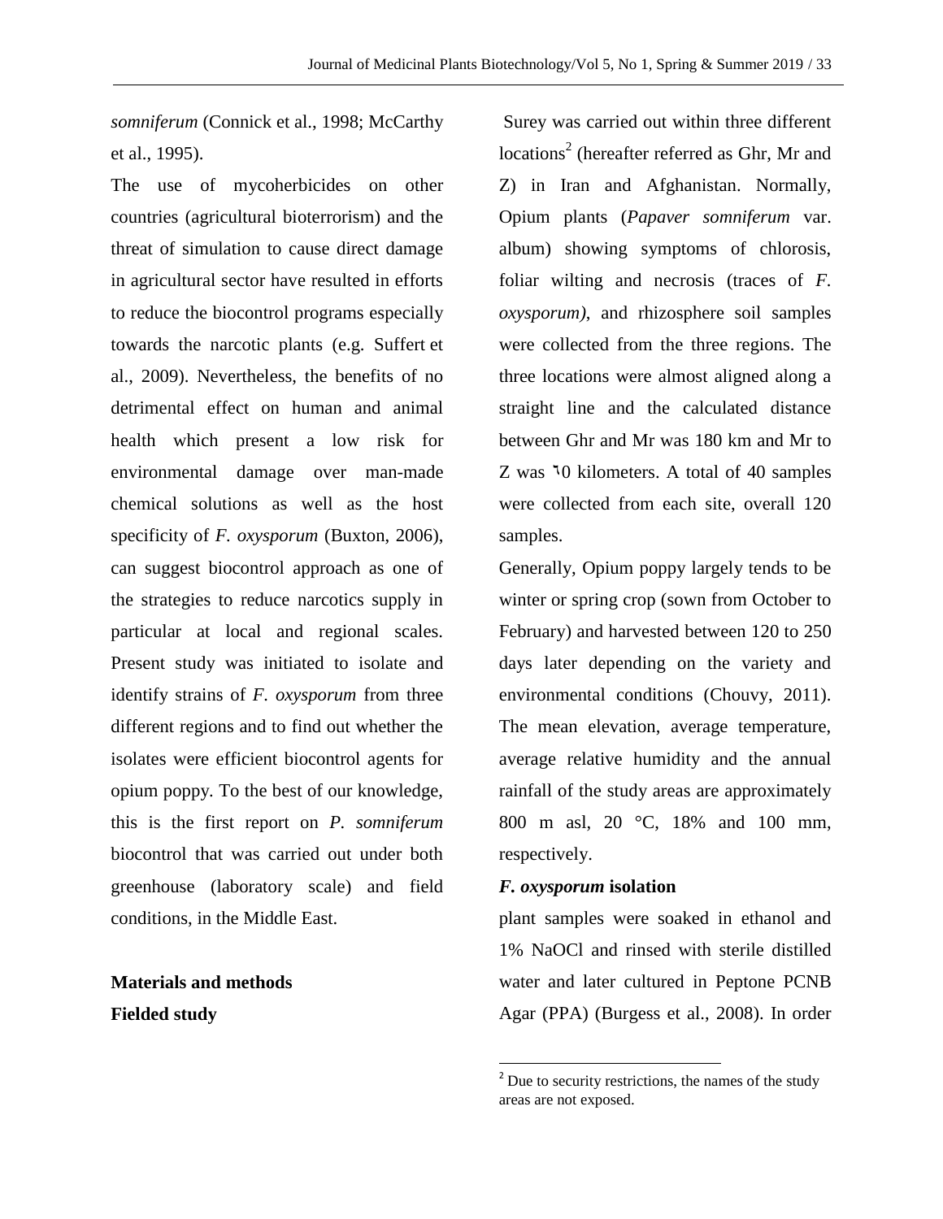*somniferum* (Connick et al., 1998; McCarthy et al., 1995).

The use of mycoherbicides on other countries (agricultural bioterrorism) and the threat of simulation to cause direct damage in agricultural sector have resulted in efforts to reduce the biocontrol programs especially towards the narcotic plants (e.g. Suffert et al., 2009). Nevertheless, the benefits of no detrimental effect on human and animal health which present a low risk for environmental damage over man-made chemical solutions as well as the host specificity of *F. oxysporum* (Buxton, 2006), can suggest biocontrol approach as one of the strategies to reduce narcotics supply in particular at local and regional scales. Present study was initiated to isolate and identify strains of *F. oxysporum* from three different regions and to find out whether the isolates were efficient biocontrol agents for opium poppy. To the best of our knowledge, this is the first report on *P. somniferum* biocontrol that was carried out under both greenhouse (laboratory scale) and field conditions, in the Middle East.

## Materials and methods

### Fielded study

Surey was carried out within three different locations[2] (hereafter referred as Ghr, Mr and Z) in Iran and Afghanistan. Normally, Opium plants (*Papaver somniferum* var. album) showing symptoms of chlorosis, foliar wilting and necrosis (traces of *F. oxysporum)*, and rhizosphere soil samples were collected from the three regions. The three locations were almost aligned along a straight line and the calculated distance between Ghr and Mr was 180 km and Mr to Z was ٦0 kilometers. A total of 40 samples were collected from each site, overall 120 samples.

Generally, Opium poppy largely tends to be winter or spring crop (sown from October to February) and harvested between 120 to 250 days later depending on the variety and environmental conditions (Chouvy, 2011). The mean elevation, average temperature, average relative humidity and the annual rainfall of the study areas are approximately 800 m asl, 20 °C, 18% and 100 mm, respectively.

### *F. oxysporum* isolation

plant samples were soaked in ethanol and 1% NaOCl and rinsed with sterile distilled water and later cultured in Peptone PCNB Agar (PPA) (Burgess et al., 2008). In order

[2] Due to security restrictions, the names of the study areas are not exposed.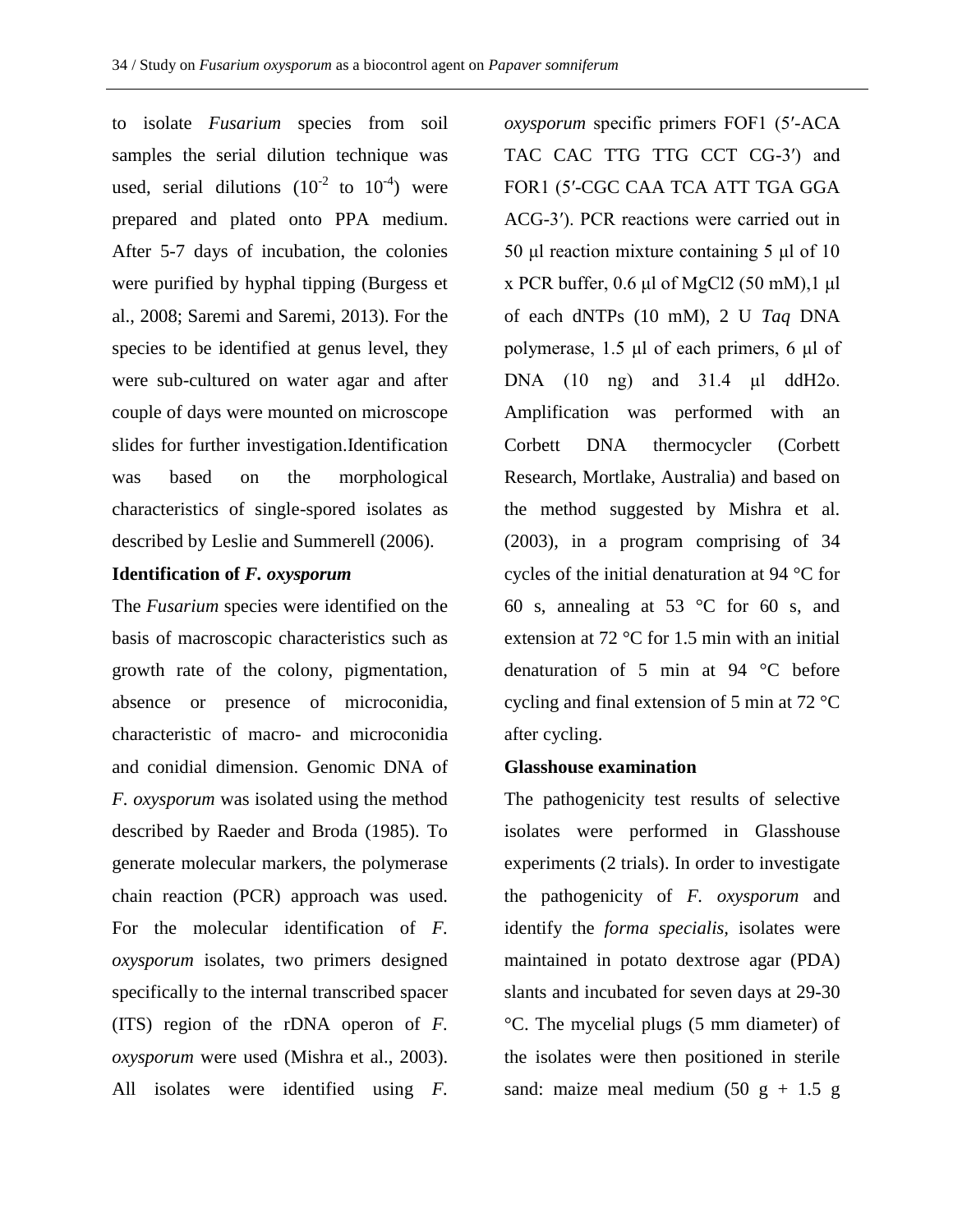to isolate *Fusarium* species from soil samples the serial dilution technique was used, serial dilutions ($10^{-2}$ to $10^{-4}$) were prepared and plated onto PPA medium. After 5-7 days of incubation, the colonies were purified by hyphal tipping (Burgess et al., 2008; Saremi and Saremi, 2013). For the species to be identified at genus level, they were sub-cultured on water agar and after couple of days were mounted on microscope slides for further investigation.Identification was based on the morphological characteristics of single-spored isolates as described by Leslie and Summerell (2006).

**Identification of *F. oxysporum***

The *Fusarium* species were identified on the basis of macroscopic characteristics such as growth rate of the colony, pigmentation, absence or presence of microconidia, characteristic of macro- and microconidia and conidial dimension. Genomic DNA of *F. oxysporum* was isolated using the method described by Raeder and Broda (1985). To generate molecular markers, the polymerase chain reaction (PCR) approach was used. For the molecular identification of *F. oxysporum* isolates, two primers designed specifically to the internal transcribed spacer (ITS) region of the rDNA operon of *F. oxysporum* were used (Mishra et al., 2003). All isolates were identified using *F. oxysporum* specific primers FOF1 (5′-ACA TAC CAC TTG TTG CCT CG-3′) and FOR1 (5′-CGC CAA TCA ATT TGA GGA ACG-3′). PCR reactions were carried out in 50 μl reaction mixture containing 5 μl of 10 x PCR buffer, 0.6 μl of $MgCl_2$ (50 mM),1 μl of each dNTPs (10 mM), 2 U *Taq* DNA polymerase, 1.5 μl of each primers, 6 μl of DNA (10 ng) and 31.4 μl ddH2o. Amplification was performed with an Corbett DNA thermocycler (Corbett Research, Mortlake, Australia) and based on the method suggested by Mishra et al. (2003), in a program comprising of 34 cycles of the initial denaturation at 94 °C for 60 s, annealing at 53 °C for 60 s, and extension at 72 °C for 1.5 min with an initial denaturation of 5 min at 94 °C before cycling and final extension of 5 min at 72 °C after cycling.

**Glasshouse examination**

The pathogenicity test results of selective isolates were performed in Glasshouse experiments (2 trials). In order to investigate the pathogenicity of *F. oxysporum* and identify the *forma specialis*, isolates were maintained in potato dextrose agar (PDA) slants and incubated for seven days at 29-30 °C. The mycelial plugs (5 mm diameter) of the isolates were then positioned in sterile sand: maize meal medium (50 g + 1.5 g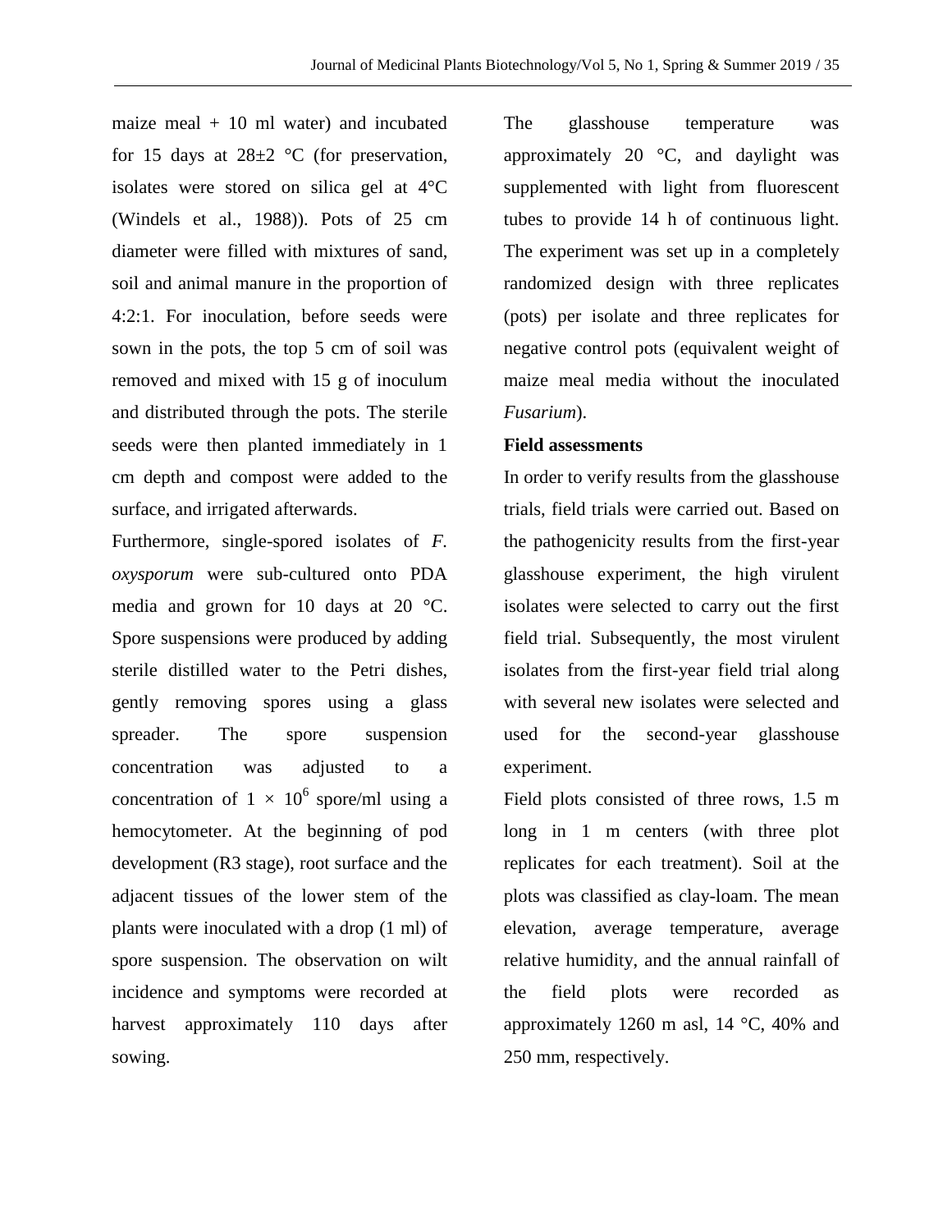maize meal + 10 ml water) and incubated for 15 days at 28±2 °C (for preservation, isolates were stored on silica gel at 4°C (Windels et al., 1988)). Pots of 25 cm diameter were filled with mixtures of sand, soil and animal manure in the proportion of 4:2:1. For inoculation, before seeds were sown in the pots, the top 5 cm of soil was removed and mixed with 15 g of inoculum and distributed through the pots. The sterile seeds were then planted immediately in 1 cm depth and compost were added to the surface, and irrigated afterwards.

Furthermore, single-spored isolates of *F. oxysporum* were sub-cultured onto PDA media and grown for 10 days at 20 °C. Spore suspensions were produced by adding sterile distilled water to the Petri dishes, gently removing spores using a glass spreader. The spore suspension concentration was adjusted to a concentration of $1 \times 10^6$ spore/ml using a hemocytometer. At the beginning of pod development (R3 stage), root surface and the adjacent tissues of the lower stem of the plants were inoculated with a drop (1 ml) of spore suspension. The observation on wilt incidence and symptoms were recorded at harvest approximately 110 days after sowing.

The glasshouse temperature was approximately 20 °C, and daylight was supplemented with light from fluorescent tubes to provide 14 h of continuous light. The experiment was set up in a completely randomized design with three replicates (pots) per isolate and three replicates for negative control pots (equivalent weight of maize meal media without the inoculated *Fusarium*).

**Field assessments**

In order to verify results from the glasshouse trials, field trials were carried out. Based on the pathogenicity results from the first-year glasshouse experiment, the high virulent isolates were selected to carry out the first field trial. Subsequently, the most virulent isolates from the first-year field trial along with several new isolates were selected and used for the second-year glasshouse experiment.

Field plots consisted of three rows, 1.5 m long in 1 m centers (with three plot replicates for each treatment). Soil at the plots was classified as clay-loam. The mean elevation, average temperature, average relative humidity, and the annual rainfall of the field plots were recorded as approximately 1260 m asl, 14 °C, 40% and 250 mm, respectively.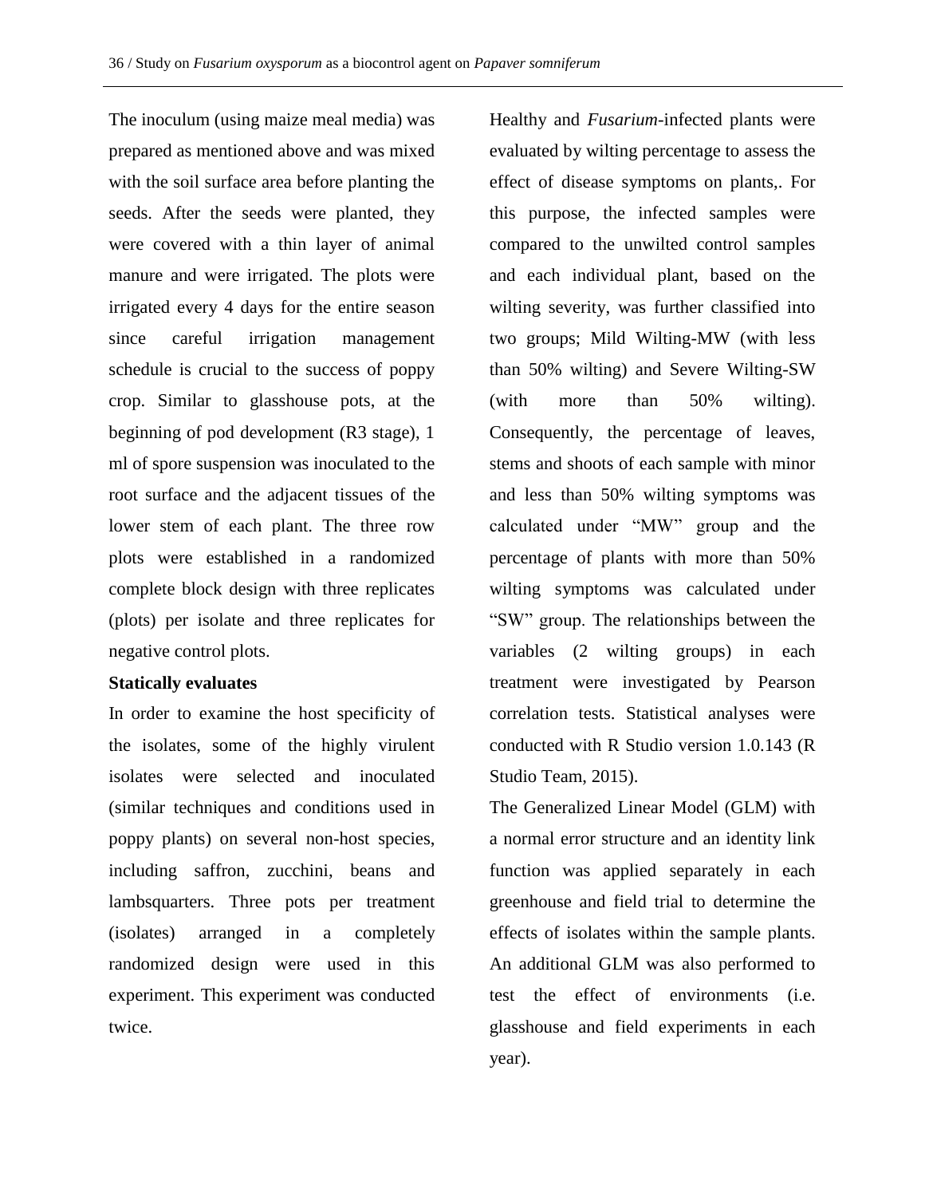The inoculum (using maize meal media) was prepared as mentioned above and was mixed with the soil surface area before planting the seeds. After the seeds were planted, they were covered with a thin layer of animal manure and were irrigated. The plots were irrigated every 4 days for the entire season since careful irrigation management schedule is crucial to the success of poppy crop. Similar to glasshouse pots, at the beginning of pod development (R3 stage), 1 ml of spore suspension was inoculated to the root surface and the adjacent tissues of the lower stem of each plant. The three row plots were established in a randomized complete block design with three replicates (plots) per isolate and three replicates for negative control plots.

**Statically evaluates**

In order to examine the host specificity of the isolates, some of the highly virulent isolates were selected and inoculated (similar techniques and conditions used in poppy plants) on several non-host species, including saffron, zucchini, beans and lambsquarters. Three pots per treatment (isolates) arranged in a completely randomized design were used in this experiment. This experiment was conducted twice.

Healthy and *Fusarium*-infected plants were evaluated by wilting percentage to assess the effect of disease symptoms on plants,. For this purpose, the infected samples were compared to the unwilted control samples and each individual plant, based on the wilting severity, was further classified into two groups; Mild Wilting-MW (with less than 50% wilting) and Severe Wilting-SW (with more than 50% wilting). Consequently, the percentage of leaves, stems and shoots of each sample with minor and less than 50% wilting symptoms was calculated under "MW" group and the percentage of plants with more than 50% wilting symptoms was calculated under "SW" group. The relationships between the variables (2 wilting groups) in each treatment were investigated by Pearson correlation tests. Statistical analyses were conducted with R Studio version 1.0.143 (R Studio Team, 2015).

The Generalized Linear Model (GLM) with a normal error structure and an identity link function was applied separately in each greenhouse and field trial to determine the effects of isolates within the sample plants. An additional GLM was also performed to test the effect of environments (i.e. glasshouse and field experiments in each year).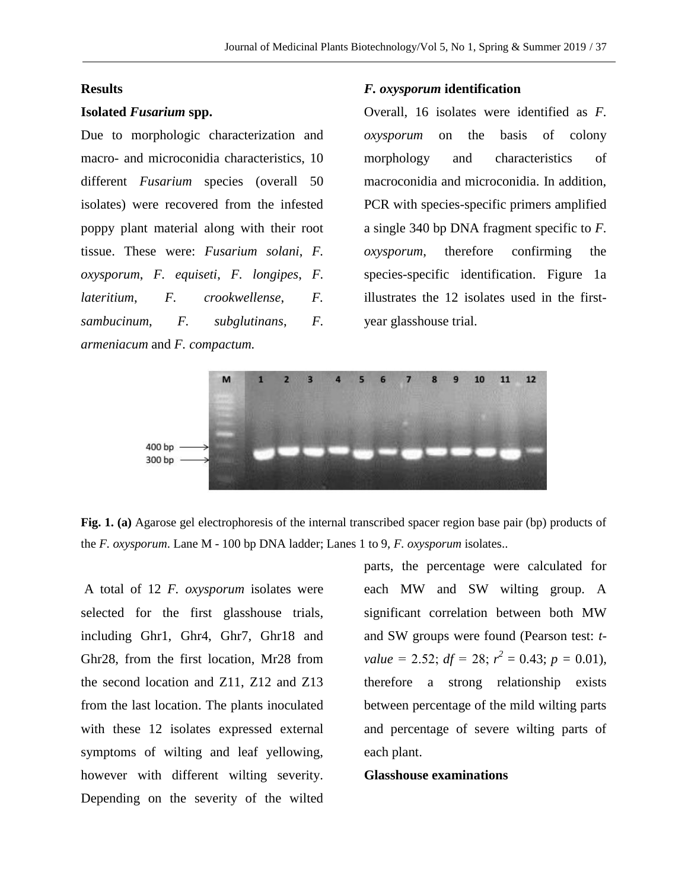## Results

### Isolated *Fusarium* spp.

Due to morphologic characterization and macro- and microconidia characteristics, 10 different *Fusarium* species (overall 50 isolates) were recovered from the infested poppy plant material along with their root tissue. These were: *Fusarium solani*, *F. oxysporum*, *F. equiseti*, *F. longipes*, *F. lateritium*, *F. crookwellense*, *F. sambucinum*, *F. subglutinans*, *F. armeniacum* and *F. compactum.*

### *F. oxysporum* identification

Overall, 16 isolates were identified as *F. oxysporum* on the basis of colony morphology and characteristics of macroconidia and microconidia. In addition, PCR with species-specific primers amplified a single 340 bp DNA fragment specific to *F. oxysporum*, therefore confirming the species-specific identification. Figure 1a illustrates the 12 isolates used in the first-year glasshouse trial.

**Fig. 1. (a)** Agarose gel electrophoresis of the internal transcribed spacer region base pair (bp) products of the *F. oxysporum*. Lane M - 100 bp DNA ladder; Lanes 1 to 9, *F. oxysporum* isolates..

A total of 12 *F. oxysporum* isolates were selected for the first glasshouse trials, including Ghr1, Ghr4, Ghr7, Ghr18 and Ghr28, from the first location, Mr28 from the second location and Z11, Z12 and Z13 from the last location. The plants inoculated with these 12 isolates expressed external symptoms of wilting and leaf yellowing, however with different wilting severity. Depending on the severity of the wilted parts, the percentage were calculated for each MW and SW wilting group. A significant correlation between both MW and SW groups were found (Pearson test: *t-value* = 2.52; *df* = 28; $r^2$ = 0.43; *p* = 0.01), therefore a strong relationship exists between percentage of the mild wilting parts and percentage of severe wilting parts of each plant.

### Glasshouse examinations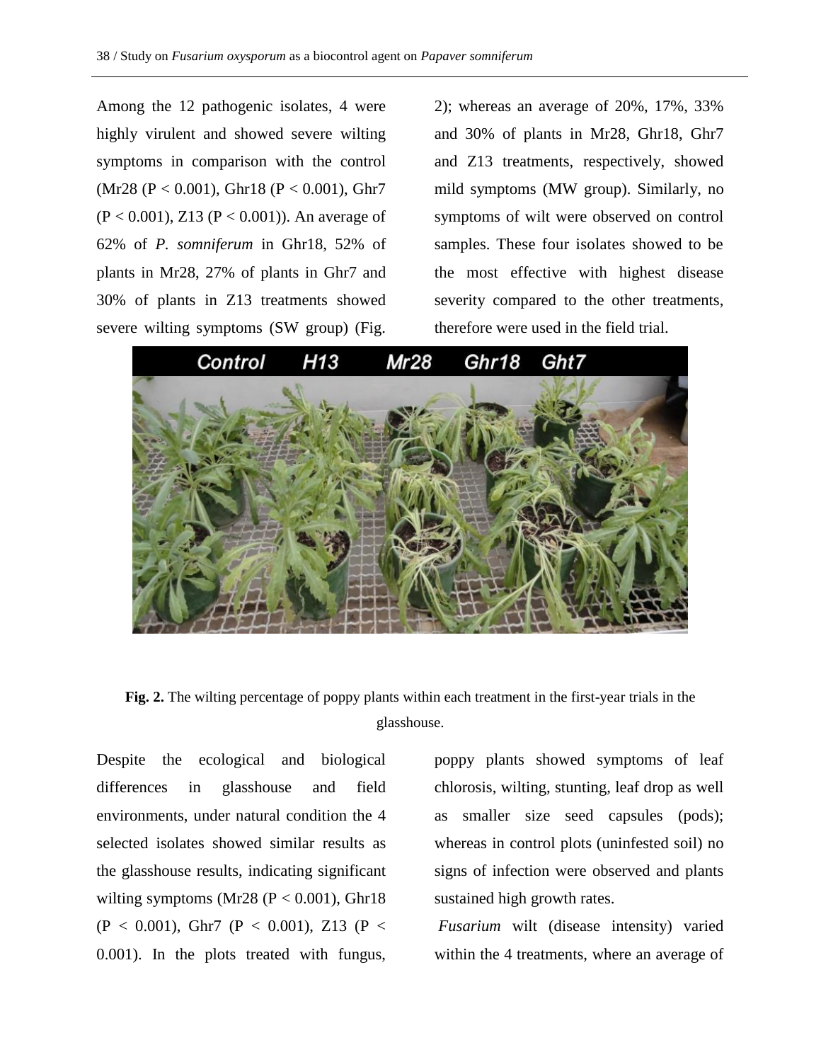Among the 12 pathogenic isolates, 4 were highly virulent and showed severe wilting symptoms in comparison with the control (Mr28 ($P < 0.001$), Ghr18 ($P < 0.001$), Ghr7 ($P < 0.001$), Z13 ($P < 0.001$)). An average of 62% of *P. somniferum* in Ghr18, 52% of plants in Mr28, 27% of plants in Ghr7 and 30% of plants in Z13 treatments showed severe wilting symptoms (SW group) (Fig. 2); whereas an average of 20%, 17%, 33% and 30% of plants in Mr28, Ghr18, Ghr7 and Z13 treatments, respectively, showed mild symptoms (MW group). Similarly, no symptoms of wilt were observed on control samples. These four isolates showed to be the most effective with highest disease severity compared to the other treatments, therefore were used in the field trial.

**Fig. 2.** The wilting percentage of poppy plants within each treatment in the first-year trials in the glasshouse.

Despite the ecological and biological differences in glasshouse and field environments, under natural condition the 4 selected isolates showed similar results as the glasshouse results, indicating significant wilting symptoms (Mr28 ($P < 0.001$), Ghr18 ($P < 0.001$), Ghr7 ($P < 0.001$), Z13 ($P < 0.001$). In the plots treated with fungus, poppy plants showed symptoms of leaf chlorosis, wilting, stunting, leaf drop as well as smaller size seed capsules (pods); whereas in control plots (uninfested soil) no signs of infection were observed and plants sustained high growth rates.

*Fusarium* wilt (disease intensity) varied within the 4 treatments, where an average of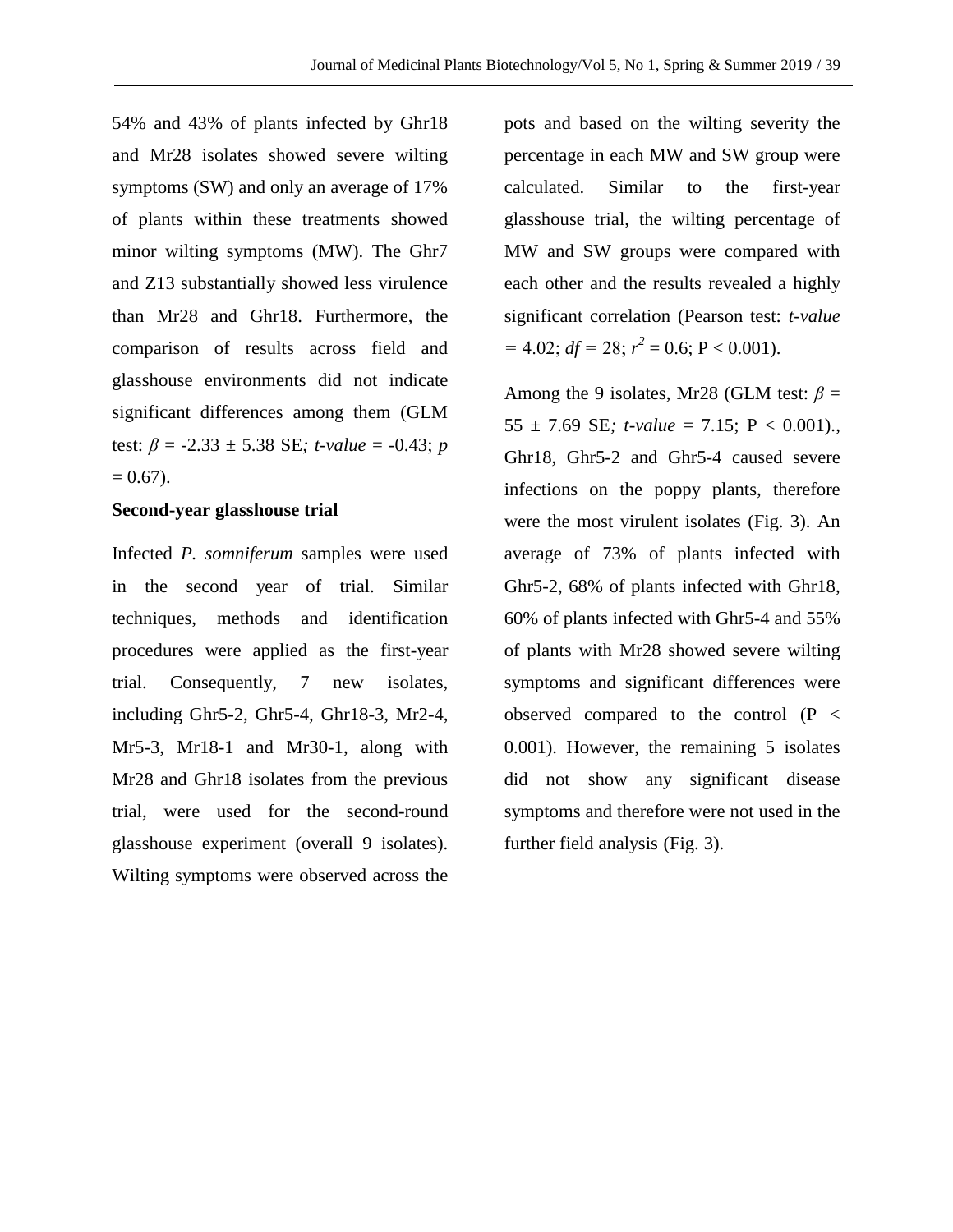54% and 43% of plants infected by Ghr18 and Mr28 isolates showed severe wilting symptoms (SW) and only an average of 17% of plants within these treatments showed minor wilting symptoms (MW). The Ghr7 and Z13 substantially showed less virulence than Mr28 and Ghr18. Furthermore, the comparison of results across field and glasshouse environments did not indicate significant differences among them (GLM test: $\beta$ = -2.33 ± 5.38 SE*; t-value* = -0.43; *p* = 0.67).

**Second-year glasshouse trial**

Infected *P. somniferum* samples were used in the second year of trial. Similar techniques, methods and identification procedures were applied as the first-year trial. Consequently, 7 new isolates, including Ghr5-2, Ghr5-4, Ghr18-3, Mr2-4, Mr5-3, Mr18-1 and Mr30-1, along with Mr28 and Ghr18 isolates from the previous trial, were used for the second-round glasshouse experiment (overall 9 isolates). Wilting symptoms were observed across the pots and based on the wilting severity the percentage in each MW and SW group were calculated. Similar to the first-year glasshouse trial, the wilting percentage of MW and SW groups were compared with each other and the results revealed a highly significant correlation (Pearson test: *t-value* = 4.02; *df* = 28; $r^2$ = 0.6; P < 0.001).

Among the 9 isolates, Mr28 (GLM test: $\beta$ = 55 ± 7.69 SE*; t-value* = 7.15; P < 0.001)., Ghr18, Ghr5-2 and Ghr5-4 caused severe infections on the poppy plants, therefore were the most virulent isolates (Fig. 3). An average of 73% of plants infected with Ghr5-2, 68% of plants infected with Ghr18, 60% of plants infected with Ghr5-4 and 55% of plants with Mr28 showed severe wilting symptoms and significant differences were observed compared to the control (P < 0.001). However, the remaining 5 isolates did not show any significant disease symptoms and therefore were not used in the further field analysis (Fig. 3).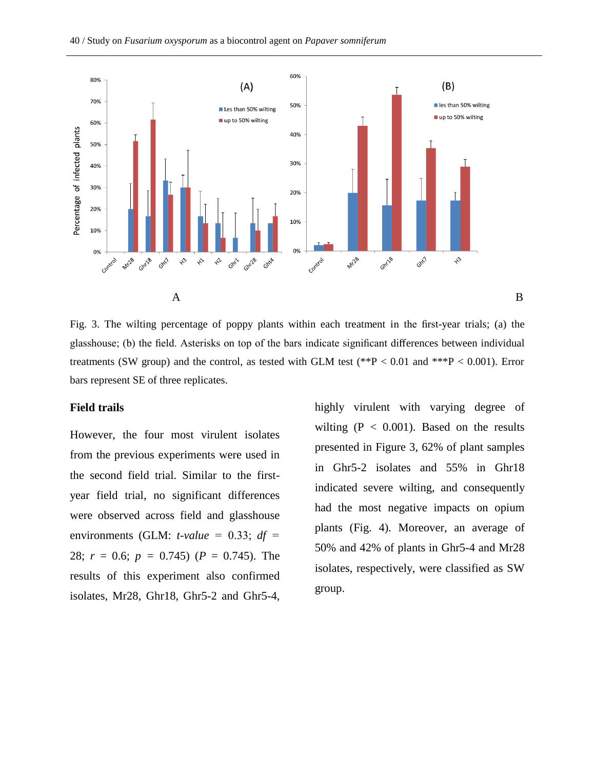Fig. 3. The wilting percentage of poppy plants within each treatment in the first-year trials; (a) the glasshouse; (b) the field. Asterisks on top of the bars indicate significant differences between individual treatments (SW group) and the control, as tested with GLM test (**P < 0.01 and ***P < 0.001). Error bars represent SE of three replicates.

**Field trails**

However, the four most virulent isolates from the previous experiments were used in the second field trial. Similar to the first-year field trial, no significant differences were observed across field and glasshouse environments (GLM: *t-value* = 0.33; *df* = 28; *r* = 0.6; *p* = 0.745) (*P* = 0.745). The results of this experiment also confirmed isolates, Mr28, Ghr18, Ghr5-2 and Ghr5-4, highly virulent with varying degree of wilting (P < 0.001). Based on the results presented in Figure 3, 62% of plant samples in Ghr5-2 isolates and 55% in Ghr18 indicated severe wilting, and consequently had the most negative impacts on opium plants (Fig. 4). Moreover, an average of 50% and 42% of plants in Ghr5-4 and Mr28 isolates, respectively, were classified as SW group.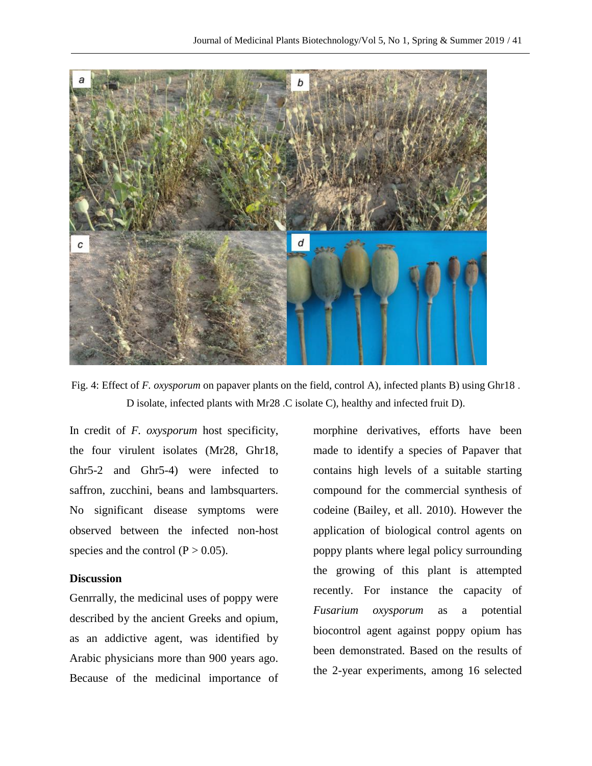Fig. 4: Effect of *F. oxysporum* on papaver plants on the field, control A), infected plants B) using Ghr18 . D isolate, infected plants with Mr28 .C isolate C), healthy and infected fruit D).

In credit of *F. oxysporum* host specificity, the four virulent isolates (Mr28, Ghr18, Ghr5-2 and Ghr5-4) were infected to saffron, zucchini, beans and lambsquarters. No significant disease symptoms were observed between the infected non-host species and the control ($P > 0.05$).

## Discussion

Genrrally, the medicinal uses of poppy were described by the ancient Greeks and opium, as an addictive agent, was identified by Arabic physicians more than 900 years ago. Because of the medicinal importance of morphine derivatives, efforts have been made to identify a species of Papaver that contains high levels of a suitable starting compound for the commercial synthesis of codeine (Bailey, et all. 2010). However the application of biological control agents on poppy plants where legal policy surrounding the growing of this plant is attempted recently. For instance the capacity of *Fusarium oxysporum* as a potential biocontrol agent against poppy opium has been demonstrated. Based on the results of the 2-year experiments, among 16 selected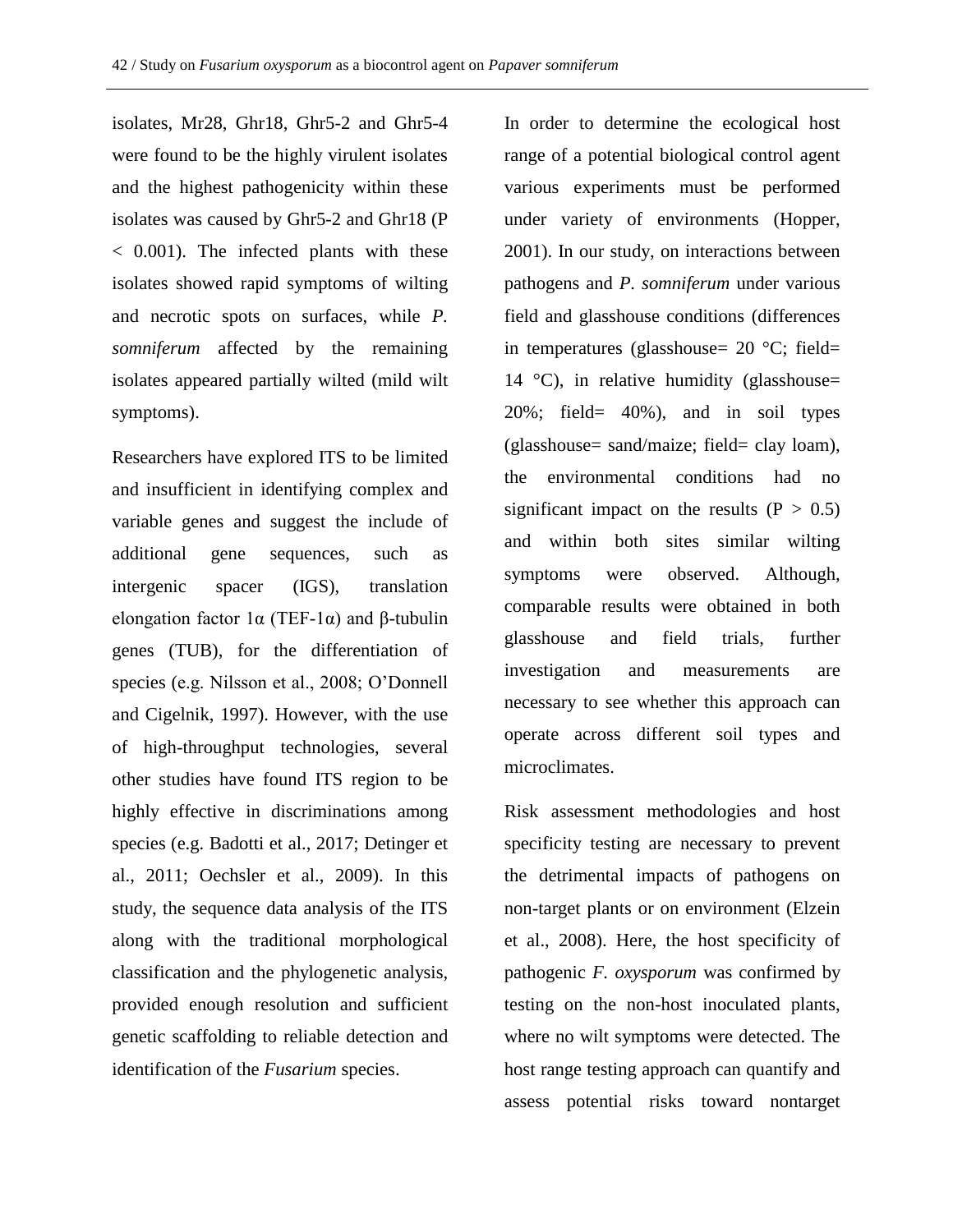isolates, Mr28, Ghr18, Ghr5-2 and Ghr5-4 were found to be the highly virulent isolates and the highest pathogenicity within these isolates was caused by Ghr5-2 and Ghr18 ($P < 0.001$). The infected plants with these isolates showed rapid symptoms of wilting and necrotic spots on surfaces, while *P. somniferum* affected by the remaining isolates appeared partially wilted (mild wilt symptoms).

Researchers have explored ITS to be limited and insufficient in identifying complex and variable genes and suggest the include of additional gene sequences, such as intergenic spacer (IGS), translation elongation factor 1α (TEF-1α) and β-tubulin genes (TUB), for the differentiation of species (e.g. Nilsson et al., 2008; O'Donnell and Cigelnik, 1997). However, with the use of high-throughput technologies, several other studies have found ITS region to be highly effective in discriminations among species (e.g. Badotti et al., 2017; Detinger et al., 2011; Oechsler et al., 2009). In this study, the sequence data analysis of the ITS along with the traditional morphological classification and the phylogenetic analysis, provided enough resolution and sufficient genetic scaffolding to reliable detection and identification of the *Fusarium* species.

In order to determine the ecological host range of a potential biological control agent various experiments must be performed under variety of environments (Hopper, 2001). In our study, on interactions between pathogens and *P. somniferum* under various field and glasshouse conditions (differences in temperatures (glasshouse= 20 °C; field= 14 °C), in relative humidity (glasshouse= 20%; field= 40%), and in soil types (glasshouse= sand/maize; field= clay loam), the environmental conditions had no significant impact on the results ($P > 0.5$) and within both sites similar wilting symptoms were observed. Although, comparable results were obtained in both glasshouse and field trials, further investigation and measurements are necessary to see whether this approach can operate across different soil types and microclimates.

Risk assessment methodologies and host specificity testing are necessary to prevent the detrimental impacts of pathogens on non-target plants or on environment (Elzein et al., 2008). Here, the host specificity of pathogenic *F. oxysporum* was confirmed by testing on the non-host inoculated plants, where no wilt symptoms were detected. The host range testing approach can quantify and assess potential risks toward nontarget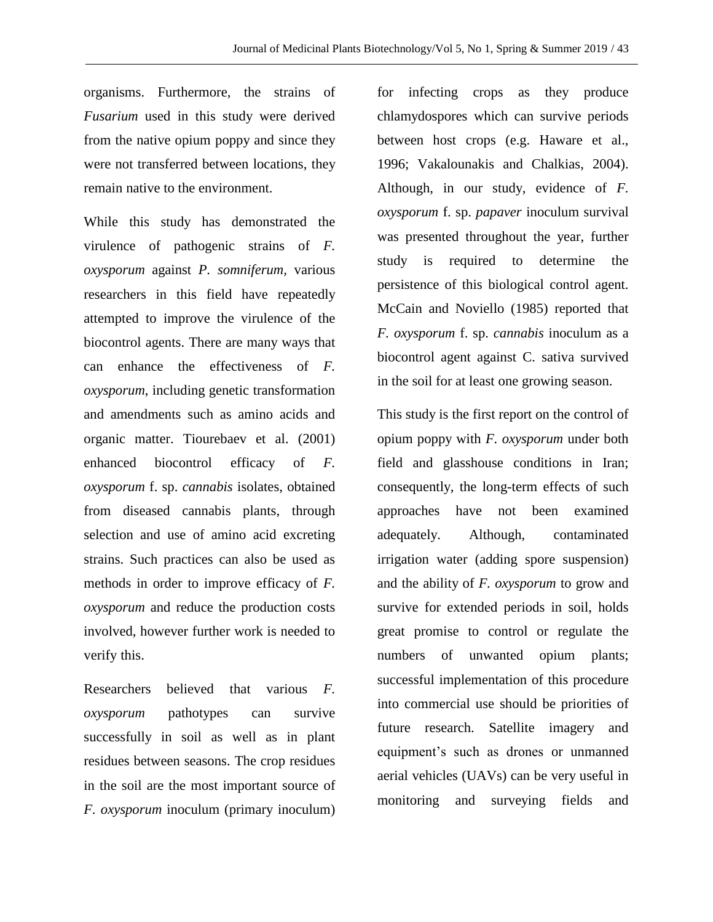organisms. Furthermore, the strains of *Fusarium* used in this study were derived from the native opium poppy and since they were not transferred between locations, they remain native to the environment.

While this study has demonstrated the virulence of pathogenic strains of *F. oxysporum* against *P. somniferum*, various researchers in this field have repeatedly attempted to improve the virulence of the biocontrol agents. There are many ways that can enhance the effectiveness of *F. oxysporum*, including genetic transformation and amendments such as amino acids and organic matter. Tiourebaev et al. (2001) enhanced biocontrol efficacy of *F. oxysporum* f. sp. *cannabis* isolates, obtained from diseased cannabis plants, through selection and use of amino acid excreting strains. Such practices can also be used as methods in order to improve efficacy of *F. oxysporum* and reduce the production costs involved, however further work is needed to verify this.

Researchers believed that various *F. oxysporum* pathotypes can survive successfully in soil as well as in plant residues between seasons. The crop residues in the soil are the most important source of *F. oxysporum* inoculum (primary inoculum) for infecting crops as they produce chlamydospores which can survive periods between host crops (e.g. Haware et al., 1996; Vakalounakis and Chalkias, 2004). Although, in our study, evidence of *F. oxysporum* f. sp. *papaver* inoculum survival was presented throughout the year, further study is required to determine the persistence of this biological control agent. McCain and Noviello (1985) reported that *F. oxysporum* f. sp. *cannabis* inoculum as a biocontrol agent against C. sativa survived in the soil for at least one growing season.

This study is the first report on the control of opium poppy with *F. oxysporum* under both field and glasshouse conditions in Iran; consequently, the long-term effects of such approaches have not been examined adequately. Although, contaminated irrigation water (adding spore suspension) and the ability of *F. oxysporum* to grow and survive for extended periods in soil, holds great promise to control or regulate the numbers of unwanted opium plants; successful implementation of this procedure into commercial use should be priorities of future research. Satellite imagery and equipment's such as drones or unmanned aerial vehicles (UAVs) can be very useful in monitoring and surveying fields and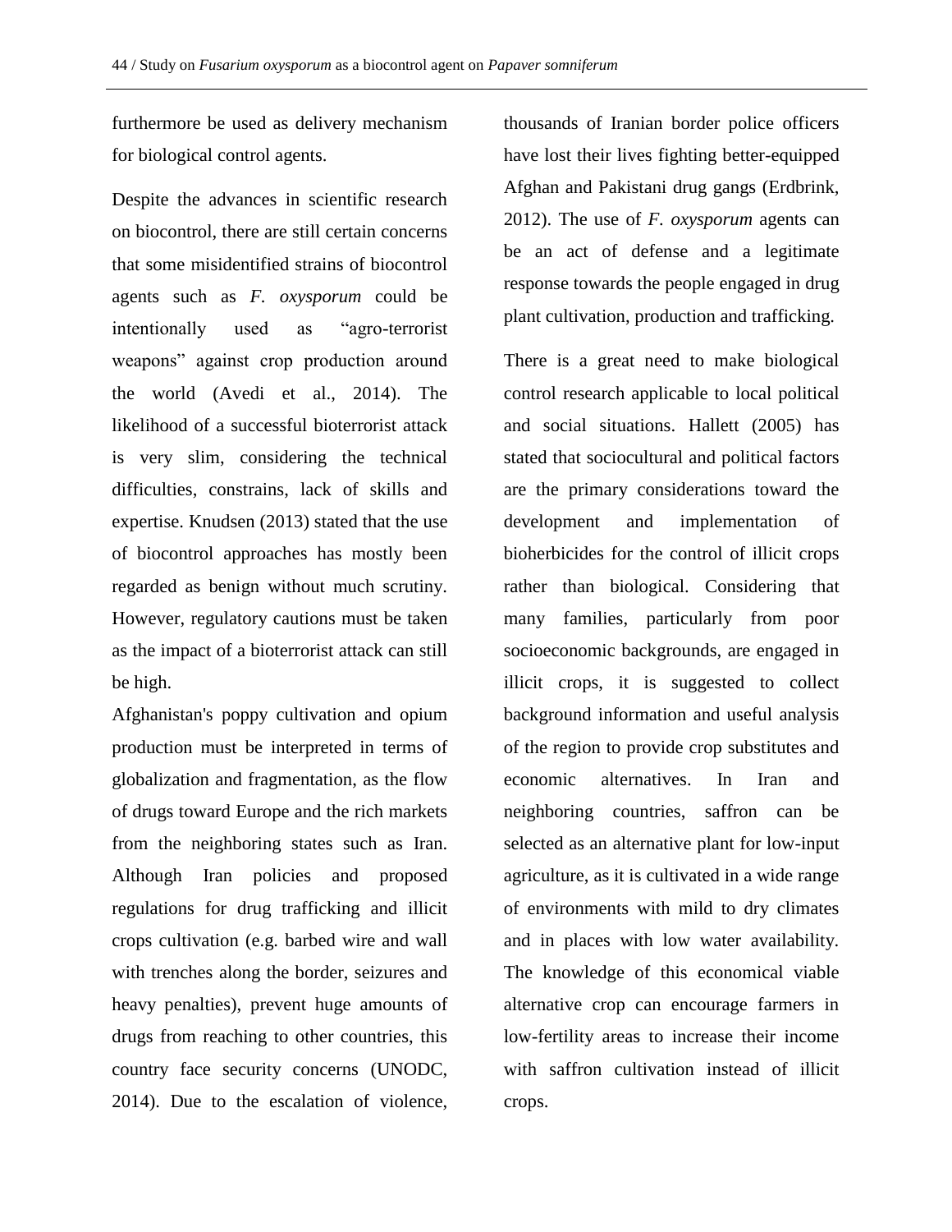furthermore be used as delivery mechanism for biological control agents.

Despite the advances in scientific research on biocontrol, there are still certain concerns that some misidentified strains of biocontrol agents such as *F. oxysporum* could be intentionally used as "agro-terrorist weapons" against crop production around the world (Avedi et al., 2014). The likelihood of a successful bioterrorist attack is very slim, considering the technical difficulties, constrains, lack of skills and expertise. Knudsen (2013) stated that the use of biocontrol approaches has mostly been regarded as benign without much scrutiny. However, regulatory cautions must be taken as the impact of a bioterrorist attack can still be high.

Afghanistan's poppy cultivation and opium production must be interpreted in terms of globalization and fragmentation, as the flow of drugs toward Europe and the rich markets from the neighboring states such as Iran. Although Iran policies and proposed regulations for drug trafficking and illicit crops cultivation (e.g. barbed wire and wall with trenches along the border, seizures and heavy penalties), prevent huge amounts of drugs from reaching to other countries, this country face security concerns (UNODC, 2014). Due to the escalation of violence, thousands of Iranian border police officers have lost their lives fighting better-equipped Afghan and Pakistani drug gangs (Erdbrink, 2012). The use of *F. oxysporum* agents can be an act of defense and a legitimate response towards the people engaged in drug plant cultivation, production and trafficking.

There is a great need to make biological control research applicable to local political and social situations. Hallett (2005) has stated that sociocultural and political factors are the primary considerations toward the development and implementation of bioherbicides for the control of illicit crops rather than biological. Considering that many families, particularly from poor socioeconomic backgrounds, are engaged in illicit crops, it is suggested to collect background information and useful analysis of the region to provide crop substitutes and economic alternatives. In Iran and neighboring countries, saffron can be selected as an alternative plant for low-input agriculture, as it is cultivated in a wide range of environments with mild to dry climates and in places with low water availability. The knowledge of this economical viable alternative crop can encourage farmers in low-fertility areas to increase their income with saffron cultivation instead of illicit crops.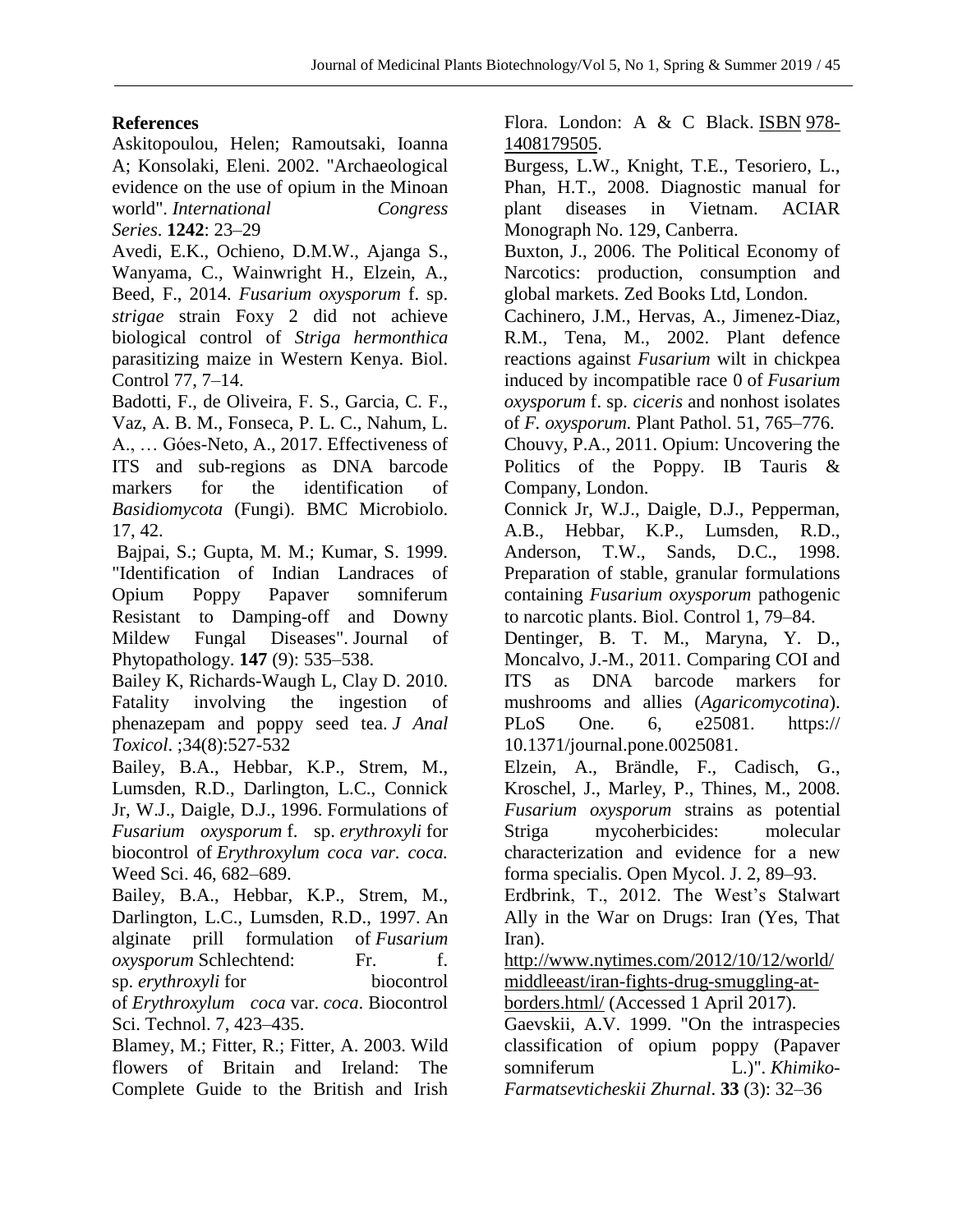## References

Askitopoulou, Helen; Ramoutsaki, Ioanna A; Konsolaki, Eleni. 2002. "Archaeological evidence on the use of opium in the Minoan world". *International Congress Series*. **1242**: 23–29

Avedi, E.K., Ochieno, D.M.W., Ajanga S., Wanyama, C., Wainwright H., Elzein, A., Beed, F., 2014. *Fusarium oxysporum* f. sp. *strigae* strain Foxy 2 did not achieve biological control of *Striga hermonthica* parasitizing maize in Western Kenya. Biol. Control 77, 7–14.

Badotti, F., de Oliveira, F. S., Garcia, C. F., Vaz, A. B. M., Fonseca, P. L. C., Nahum, L. A., … Góes-Neto, A., 2017. Effectiveness of ITS and sub-regions as DNA barcode markers for the identification of *Basidiomycota* (Fungi). BMC Microbiolo. 17, 42.

Bajpai, S.; Gupta, M. M.; Kumar, S. 1999. "Identification of Indian Landraces of Opium Poppy Papaver somniferum Resistant to Damping-off and Downy Mildew Fungal Diseases". Journal of Phytopathology. **147** (9): 535–538.

Bailey K, Richards-Waugh L, Clay D. 2010. Fatality involving the ingestion of phenazepam and poppy seed tea. *J Anal Toxicol*. ;34(8):527-532

Bailey, B.A., Hebbar, K.P., Strem, M., Lumsden, R.D., Darlington, L.C., Connick Jr, W.J., Daigle, D.J., 1996. Formulations of *Fusarium oxysporum* f. sp. *erythroxyli* for biocontrol of *Erythroxylum coca var. coca.* Weed Sci. 46, 682–689.

Bailey, B.A., Hebbar, K.P., Strem, M., Darlington, L.C., Lumsden, R.D., 1997. An alginate prill formulation of *Fusarium oxysporum* Schlechtend: Fr. f. sp. *erythroxyli* for biocontrol of *Erythroxylum coca* var. *coca*. Biocontrol Sci. Technol. 7, 423–435.

Blamey, M.; Fitter, R.; Fitter, A. 2003. Wild flowers of Britain and Ireland: The Complete Guide to the British and Irish Flora. London: A & C Black. ISBN 978-1408179505.

Burgess, L.W., Knight, T.E., Tesoriero, L., Phan, H.T., 2008. Diagnostic manual for plant diseases in Vietnam. ACIAR Monograph No. 129, Canberra.

Buxton, J., 2006. The Political Economy of Narcotics: production, consumption and global markets. Zed Books Ltd, London.

Cachinero, J.M., Hervas, A., Jimenez-Diaz, R.M., Tena, M., 2002. Plant defence reactions against *Fusarium* wilt in chickpea induced by incompatible race 0 of *Fusarium oxysporum* f. sp. *ciceris* and nonhost isolates of *F. oxysporum.* Plant Pathol. 51, 765–776.

Chouvy, P.A., 2011. Opium: Uncovering the Politics of the Poppy. IB Tauris & Company, London.

Connick Jr, W.J., Daigle, D.J., Pepperman, A.B., Hebbar, K.P., Lumsden, R.D., Anderson, T.W., Sands, D.C., 1998. Preparation of stable, granular formulations containing *Fusarium oxysporum* pathogenic to narcotic plants. Biol. Control 1, 79–84.

Dentinger, B. T. M., Maryna, Y. D., Moncalvo, J.-M., 2011. Comparing COI and ITS as DNA barcode markers for mushrooms and allies (*Agaricomycotina*). PLoS One. 6, e25081. https:// 10.1371/journal.pone.0025081.

Elzein, A., Brändle, F., Cadisch, G., Kroschel, J., Marley, P., Thines, M., 2008. *Fusarium oxysporum* strains as potential Striga mycoherbicides: molecular characterization and evidence for a new forma specialis. Open Mycol. J. 2, 89–93.

Erdbrink, T., 2012. The West's Stalwart Ally in the War on Drugs: Iran (Yes, That Iran). http://www.nytimes.com/2012/10/12/world/middleeast/iran-fights-drug-smuggling-at-borders.html/ (Accessed 1 April 2017).

Gaevskii, A.V. 1999. "On the intraspecies classification of opium poppy (Papaver somniferum L.)". *Khimiko-Farmatsevticheskii Zhurnal*. **33** (3): 32–36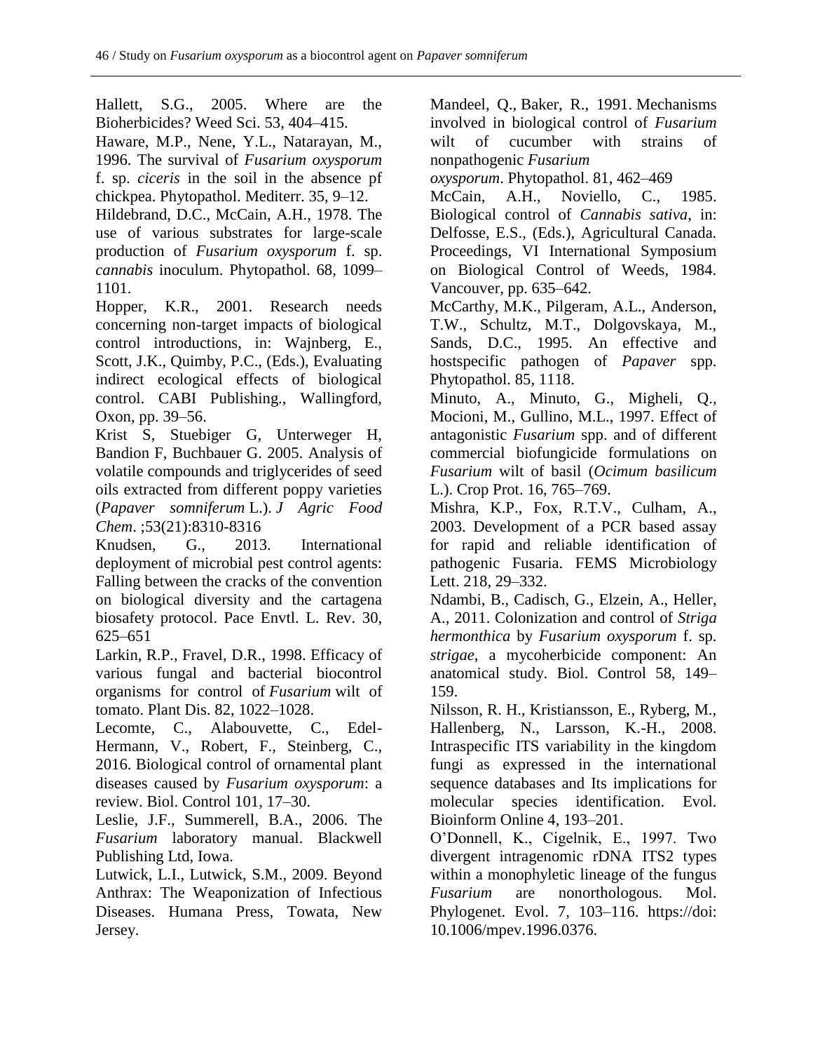Hallett, S.G., 2005. Where are the Bioherbicides? Weed Sci. 53, 404–415.

Haware, M.P., Nene, Y.L., Natarayan, M., 1996. The survival of *Fusarium oxysporum* f. sp. *ciceris* in the soil in the absence pf chickpea. Phytopathol. Mediterr. 35, 9–12.

Hildebrand, D.C., McCain, A.H., 1978. The use of various substrates for large-scale production of *Fusarium oxysporum* f. sp. *cannabis* inoculum. Phytopathol. 68, 1099–1101.

Hopper, K.R., 2001. Research needs concerning non-target impacts of biological control introductions, in: Wajnberg, E., Scott, J.K., Quimby, P.C., (Eds.), Evaluating indirect ecological effects of biological control. CABI Publishing., Wallingford, Oxon, pp. 39–56.

Krist S, Stuebiger G, Unterweger H, Bandion F, Buchbauer G. 2005. Analysis of volatile compounds and triglycerides of seed oils extracted from different poppy varieties (*Papaver somniferum* L.). *J Agric Food Chem*. ;53(21):8310-8316

Knudsen, G., 2013. International deployment of microbial pest control agents: Falling between the cracks of the convention on biological diversity and the cartagena biosafety protocol. Pace Envtl. L. Rev. 30, 625–651

Larkin, R.P., Fravel, D.R., 1998. Efficacy of various fungal and bacterial biocontrol organisms for control of *Fusarium* wilt of tomato. Plant Dis. 82, 1022–1028.

Lecomte, C., Alabouvette, C., Edel-Hermann, V., Robert, F., Steinberg, C., 2016. Biological control of ornamental plant diseases caused by *Fusarium oxysporum*: a review. Biol. Control 101, 17–30.

Leslie, J.F., Summerell, B.A., 2006. The *Fusarium* laboratory manual. Blackwell Publishing Ltd, Iowa.

Lutwick, L.I., Lutwick, S.M., 2009. Beyond Anthrax: The Weaponization of Infectious Diseases. Humana Press, Towata, New Jersey.

Mandeel, Q., Baker, R., 1991. Mechanisms involved in biological control of *Fusarium* wilt of cucumber with strains of nonpathogenic *Fusarium oxysporum*. Phytopathol. 81, 462–469

McCain, A.H., Noviello, C., 1985. Biological control of *Cannabis sativa*, in: Delfosse, E.S., (Eds.), Agricultural Canada. Proceedings, VI International Symposium on Biological Control of Weeds, 1984. Vancouver, pp. 635–642.

McCarthy, M.K., Pilgeram, A.L., Anderson, T.W., Schultz, M.T., Dolgovskaya, M., Sands, D.C., 1995. An effective and hostspecific pathogen of *Papaver* spp. Phytopathol. 85, 1118.

Minuto, A., Minuto, G., Migheli, Q., Mocioni, M., Gullino, M.L., 1997. Effect of antagonistic *Fusarium* spp. and of different commercial biofungicide formulations on *Fusarium* wilt of basil (*Ocimum basilicum* L.). Crop Prot. 16, 765–769.

Mishra, K.P., Fox, R.T.V., Culham, A., 2003. Development of a PCR based assay for rapid and reliable identification of pathogenic Fusaria. FEMS Microbiology Lett. 218, 29–332.

Ndambi, B., Cadisch, G., Elzein, A., Heller, A., 2011. Colonization and control of *Striga hermonthica* by *Fusarium oxysporum* f. sp. *strigae*, a mycoherbicide component: An anatomical study. Biol. Control 58, 149–159.

Nilsson, R. H., Kristiansson, E., Ryberg, M., Hallenberg, N., Larsson, K.-H., 2008. Intraspecific ITS variability in the kingdom fungi as expressed in the international sequence databases and Its implications for molecular species identification. Evol. Bioinform Online 4, 193–201.

O'Donnell, K., Cigelnik, E., 1997. Two divergent intragenomic rDNA ITS2 types within a monophyletic lineage of the fungus *Fusarium* are nonorthologous. Mol. Phylogenet. Evol. 7, 103–116. https://doi: 10.1006/mpev.1996.0376.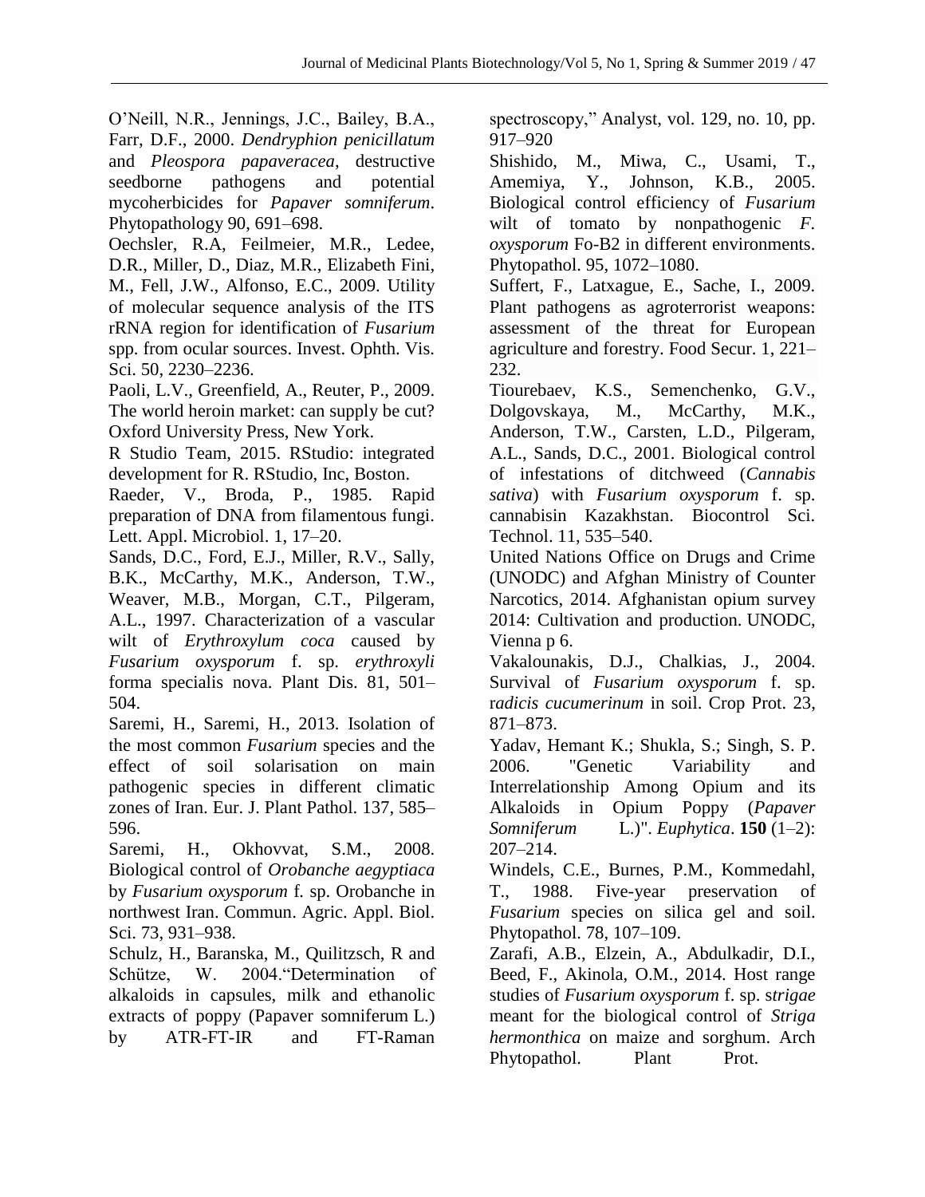O'Neill, N.R., Jennings, J.C., Bailey, B.A., Farr, D.F., 2000. *Dendryphion penicillatum* and *Pleospora papaveracea*, destructive seedborne pathogens and potential mycoherbicides for *Papaver somniferum*. Phytopathology 90, 691–698.

Oechsler, R.A, Feilmeier, M.R., Ledee, D.R., Miller, D., Diaz, M.R., Elizabeth Fini, M., Fell, J.W., Alfonso, E.C., 2009. Utility of molecular sequence analysis of the ITS rRNA region for identification of *Fusarium* spp. from ocular sources. Invest. Ophth. Vis. Sci. 50, 2230–2236.

Paoli, L.V., Greenfield, A., Reuter, P., 2009. The world heroin market: can supply be cut? Oxford University Press, New York.

R Studio Team, 2015. RStudio: integrated development for R. RStudio, Inc, Boston.

Raeder, V., Broda, P., 1985. Rapid preparation of DNA from filamentous fungi. Lett. Appl. Microbiol. 1, 17–20.

Sands, D.C., Ford, E.J., Miller, R.V., Sally, B.K., McCarthy, M.K., Anderson, T.W., Weaver, M.B., Morgan, C.T., Pilgeram, A.L., 1997. Characterization of a vascular wilt of *Erythroxylum coca* caused by *Fusarium oxysporum* f. sp. *erythroxyli* forma specialis nova. Plant Dis. 81, 501–504.

Saremi, H., Saremi, H., 2013. Isolation of the most common *Fusarium* species and the effect of soil solarisation on main pathogenic species in different climatic zones of Iran. Eur. J. Plant Pathol. 137, 585–596.

Saremi, H., Okhovvat, S.M., 2008. Biological control of *Orobanche aegyptiaca* by *Fusarium oxysporum* f. sp. Orobanche in northwest Iran. Commun. Agric. Appl. Biol. Sci. 73, 931–938.

Schulz, H., Baranska, M., Quilitzsch, R and Schütze, W. 2004."Determination of alkaloids in capsules, milk and ethanolic extracts of poppy (Papaver somniferum L.) by ATR-FT-IR and FT-Raman spectroscopy," Analyst, vol. 129, no. 10, pp. 917–920

Shishido, M., Miwa, C., Usami, T., Amemiya, Y., Johnson, K.B., 2005. Biological control efficiency of *Fusarium* wilt of tomato by nonpathogenic *F. oxysporum* Fo-B2 in different environments. Phytopathol. 95, 1072–1080.

Suffert, F., Latxague, E., Sache, I., 2009. Plant pathogens as agroterrorist weapons: assessment of the threat for European agriculture and forestry. Food Secur. 1, 221–232.

Tiourebaev, K.S., Semenchenko, G.V., Dolgovskaya, M., McCarthy, M.K., Anderson, T.W., Carsten, L.D., Pilgeram, A.L., Sands, D.C., 2001. Biological control of infestations of ditchweed (*Cannabis sativa*) with *Fusarium oxysporum* f. sp. cannabisin Kazakhstan. Biocontrol Sci. Technol. 11, 535–540.

United Nations Office on Drugs and Crime (UNODC) and Afghan Ministry of Counter Narcotics, 2014. Afghanistan opium survey 2014: Cultivation and production. UNODC, Vienna p 6.

Vakalounakis, D.J., Chalkias, J., 2004. Survival of *Fusarium oxysporum* f. sp. r*adicis cucumerinum* in soil. Crop Prot. 23, 871–873.

Yadav, Hemant K.; Shukla, S.; Singh, S. P. 2006. "Genetic Variability and Interrelationship Among Opium and its Alkaloids in Opium Poppy (*Papaver Somniferum* L.)". *Euphytica*. **150** (1–2): 207–214.

Windels, C.E., Burnes, P.M., Kommedahl, T., 1988. Five-year preservation of *Fusarium* species on silica gel and soil. Phytopathol. 78, 107–109.

Zarafi, A.B., Elzein, A., Abdulkadir, D.I., Beed, F., Akinola, O.M., 2014. Host range studies of *Fusarium oxysporum* f. sp. s*trigae* meant for the biological control of *Striga hermonthica* on maize and sorghum. Arch Phytopathol. Plant Prot.